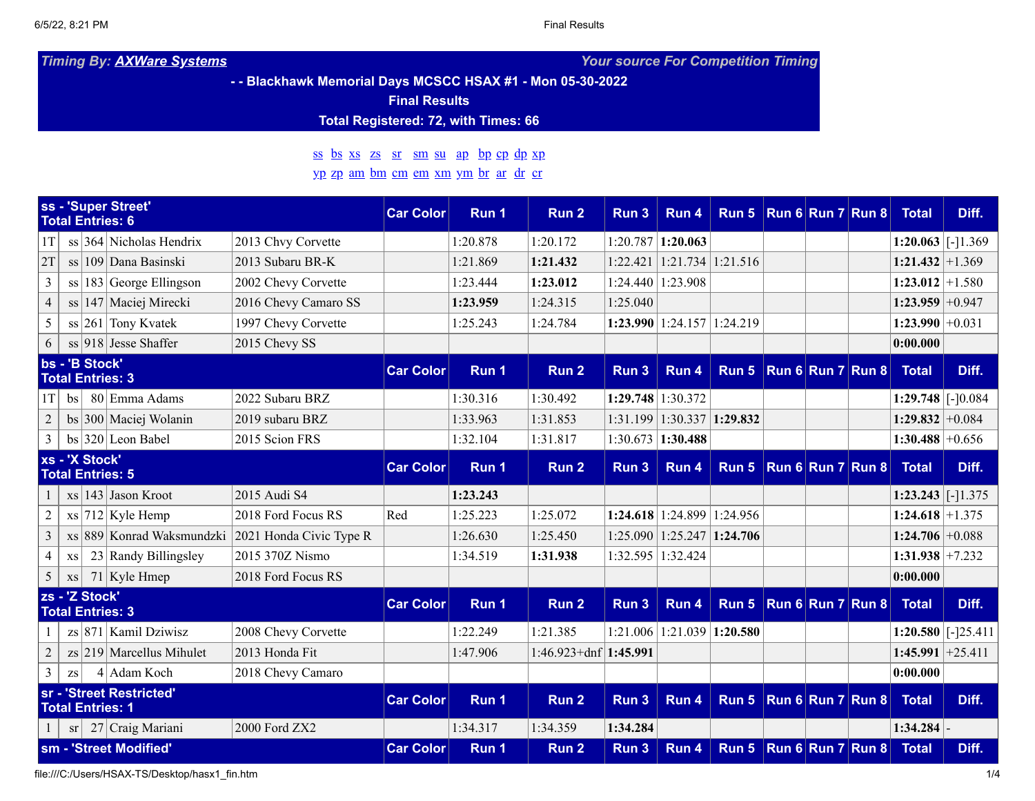*Timing By: AXWare Systems* *Your source For Competition Timing*

**- - Blackhawk Memorial Days MCSCC HSAX #1 - Mon 05-30-2022**

**Final Results**

**Total Registered: 72, with Times: 66**

ss bs xs zs sr sm su ap bp cp dp xp
yp zp am bm cm em xm ym br ar dr cr

| ss - 'Super Street' Total Entries: 6 | | | | | Car Color | Run 1 | Run 2 | Run 3 | Run 4 | Run 5 | Run 6 | Run 7 | Run 8 | Total | Diff. |
|---|---|---|---|---|---|---|---|---|---|---|---|---|---|---|---|
| 1T | ss | 364 | Nicholas Hendrix | 2013 Chvy Corvette | | 1:20.878 | 1:20.172 | 1:20.787 | **1:20.063** | | | | | **1:20.063** | [-]1.369 |
| 2T | ss | 109 | Dana Basinski | 2013 Subaru BR-K | | 1:21.869 | **1:21.432** | 1:22.421 | 1:21.734 | 1:21.516 | | | | **1:21.432** | +1.369 |
| 3 | ss | 183 | George Ellingson | 2002 Chevy Corvette | | 1:23.444 | **1:23.012** | 1:24.440 | 1:23.908 | | | | | **1:23.012** | +1.580 |
| 4 | ss | 147 | Maciej Mirecki | 2016 Chevy Camaro SS | | **1:23.959** | 1:24.315 | 1:25.040 | | | | | | **1:23.959** | +0.947 |
| 5 | ss | 261 | Tony Kvatek | 1997 Chevy Corvette | | 1:25.243 | 1:24.784 | **1:23.990** | 1:24.157 | 1:24.219 | | | | **1:23.990** | +0.031 |
| 6 | ss | 918 | Jesse Shaffer | 2015 Chevy SS | | | | | | | | | | **0:00.000** | |

| bs - 'B Stock' Total Entries: 3 | | | | | Car Color | Run 1 | Run 2 | Run 3 | Run 4 | Run 5 | Run 6 | Run 7 | Run 8 | Total | Diff. |
|---|---|---|---|---|---|---|---|---|---|---|---|---|---|---|---|
| 1T | bs | 80 | Emma Adams | 2022 Subaru BRZ | | 1:30.316 | 1:30.492 | **1:29.748** | 1:30.372 | | | | | **1:29.748** | [-]0.084 |
| 2 | bs | 300 | Maciej Wolanin | 2019 subaru BRZ | | 1:33.963 | 1:31.853 | 1:31.199 | 1:30.337 | **1:29.832** | | | | **1:29.832** | +0.084 |
| 3 | bs | 320 | Leon Babel | 2015 Scion FRS | | 1:32.104 | 1:31.817 | 1:30.673 | **1:30.488** | | | | | **1:30.488** | +0.656 |

| xs - 'X Stock' Total Entries: 5 | | | | | Car Color | Run 1 | Run 2 | Run 3 | Run 4 | Run 5 | Run 6 | Run 7 | Run 8 | Total | Diff. |
|---|---|---|---|---|---|---|---|---|---|---|---|---|---|---|---|
| 1 | xs | 143 | Jason Kroot | 2015 Audi S4 | | **1:23.243** | | | | | | | | **1:23.243** | [-]1.375 |
| 2 | xs | 712 | Kyle Hemp | 2018 Ford Focus RS | Red | 1:25.223 | 1:25.072 | **1:24.618** | 1:24.899 | 1:24.956 | | | | **1:24.618** | +1.375 |
| 3 | xs | 889 | Konrad Waksmundzki | 2021 Honda Civic Type R | | 1:26.630 | 1:25.450 | 1:25.090 | 1:25.247 | **1:24.706** | | | | **1:24.706** | +0.088 |
| 4 | xs | 23 | Randy Billingsley | 2015 370Z Nismo | | 1:34.519 | **1:31.938** | 1:32.595 | 1:32.424 | | | | | **1:31.938** | +7.232 |
| 5 | xs | 71 | Kyle Hmep | 2018 Ford Focus RS | | | | | | | | | | **0:00.000** | |

| zs - 'Z Stock' Total Entries: 3 | | | | | Car Color | Run 1 | Run 2 | Run 3 | Run 4 | Run 5 | Run 6 | Run 7 | Run 8 | Total | Diff. |
|---|---|---|---|---|---|---|---|---|---|---|---|---|---|---|---|
| 1 | zs | 871 | Kamil Dziwisz | 2008 Chevy Corvette | | 1:22.249 | 1:21.385 | 1:21.006 | 1:21.039 | **1:20.580** | | | | **1:20.580** | [-]25.411 |
| 2 | zs | 219 | Marcellus Mihulet | 2013 Honda Fit | | 1:47.906 | 1:46.923+dnf | **1:45.991** | | | | | | **1:45.991** | +25.411 |
| 3 | zs | 4 | Adam Koch | 2018 Chevy Camaro | | | | | | | | | | **0:00.000** | |

| sr - 'Street Restricted' Total Entries: 1 | | | | | Car Color | Run 1 | Run 2 | Run 3 | Run 4 | Run 5 | Run 6 | Run 7 | Run 8 | Total | Diff. |
|---|---|---|---|---|---|---|---|---|---|---|---|---|---|---|---|
| 1 | sr | 27 | Craig Mariani | 2000 Ford ZX2 | | 1:34.317 | 1:34.359 | **1:34.284** | | | | | | **1:34.284** | - |

| sm - 'Street Modified' | | | | | Car Color | Run 1 | Run 2 | Run 3 | Run 4 | Run 5 | Run 6 | Run 7 | Run 8 | Total | Diff. |
|---|---|---|---|---|---|---|---|---|---|---|---|---|---|---|---|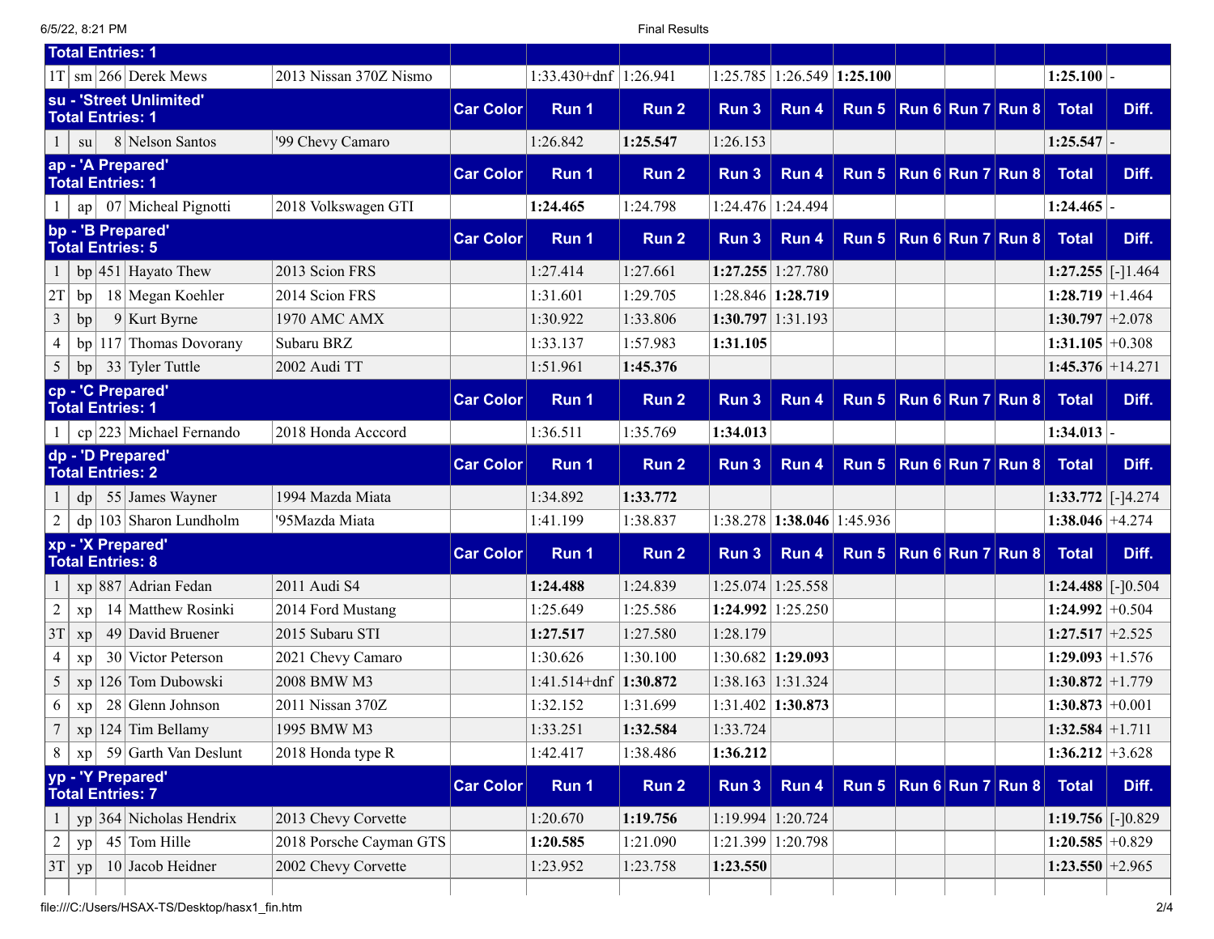| Total Entries: 1 | | | | | | | | | | | | | | | |
|---|---|---|---|---|---|---|---|---|---|---|---|---|---|---|---|
| 1T | sm | 266 | Derek Mews | 2013 Nissan 370Z Nismo | | 1:33.430+dnf | 1:26.941 | 1:25.785 | 1:26.549 | **1:25.100** | | | | **1:25.100** | - |

| su - 'Street Unlimited' Total Entries: 1 | | | | | Car Color | Run 1 | Run 2 | Run 3 | Run 4 | Run 5 | Run 6 | Run 7 | Run 8 | Total | Diff. |
|---|---|---|---|---|---|---|---|---|---|---|---|---|---|---|---|
| 1 | su | 8 | Nelson Santos | '99 Chevy Camaro | | 1:26.842 | **1:25.547** | 1:26.153 | | | | | | **1:25.547** | - |
| **ap - 'A Prepared' Total Entries: 1** | | | | | **Car Color** | **Run 1** | **Run 2** | **Run 3** | **Run 4** | **Run 5** | **Run 6** | **Run 7** | **Run 8** | **Total** | **Diff.** |
| 1 | ap | 07 | Micheal Pignotti | 2018 Volkswagen GTI | | **1:24.465** | 1:24.798 | 1:24.476 | 1:24.494 | | | | | **1:24.465** | - |
| **bp - 'B Prepared' Total Entries: 5** | | | | | **Car Color** | **Run 1** | **Run 2** | **Run 3** | **Run 4** | **Run 5** | **Run 6** | **Run 7** | **Run 8** | **Total** | **Diff.** |
| 1 | bp | 451 | Hayato Thew | 2013 Scion FRS | | 1:27.414 | 1:27.661 | **1:27.255** | 1:27.780 | | | | | **1:27.255** | [-]1.464 |
| 2T | bp | 18 | Megan Koehler | 2014 Scion FRS | | 1:31.601 | 1:29.705 | 1:28.846 | **1:28.719** | | | | | **1:28.719** | +1.464 |
| 3 | bp | 9 | Kurt Byrne | 1970 AMC AMX | | 1:30.922 | 1:33.806 | **1:30.797** | 1:31.193 | | | | | **1:30.797** | +2.078 |
| 4 | bp | 117 | Thomas Dovorany | Subaru BRZ | | 1:33.137 | 1:57.983 | **1:31.105** | | | | | | **1:31.105** | +0.308 |
| 5 | bp | 33 | Tyler Tuttle | 2002 Audi TT | | 1:51.961 | **1:45.376** | | | | | | | **1:45.376** | +14.271 |
| **cp - 'C Prepared' Total Entries: 1** | | | | | **Car Color** | **Run 1** | **Run 2** | **Run 3** | **Run 4** | **Run 5** | **Run 6** | **Run 7** | **Run 8** | **Total** | **Diff.** |
| 1 | cp | 223 | Michael Fernando | 2018 Honda Acccord | | 1:36.511 | 1:35.769 | **1:34.013** | | | | | | **1:34.013** | - |
| **dp - 'D Prepared' Total Entries: 2** | | | | | **Car Color** | **Run 1** | **Run 2** | **Run 3** | **Run 4** | **Run 5** | **Run 6** | **Run 7** | **Run 8** | **Total** | **Diff.** |
| 1 | dp | 55 | James Wayner | 1994 Mazda Miata | | 1:34.892 | **1:33.772** | | | | | | | **1:33.772** | [-]4.274 |
| 2 | dp | 103 | Sharon Lundholm | '95Mazda Miata | | 1:41.199 | 1:38.837 | 1:38.278 | **1:38.046** | 1:45.936 | | | | **1:38.046** | +4.274 |
| **xp - 'X Prepared' Total Entries: 8** | | | | | **Car Color** | **Run 1** | **Run 2** | **Run 3** | **Run 4** | **Run 5** | **Run 6** | **Run 7** | **Run 8** | **Total** | **Diff.** |
| 1 | xp | 887 | Adrian Fedan | 2011 Audi S4 | | **1:24.488** | 1:24.839 | 1:25.074 | 1:25.558 | | | | | **1:24.488** | [-]0.504 |
| 2 | xp | 14 | Matthew Rosinki | 2014 Ford Mustang | | 1:25.649 | 1:25.586 | **1:24.992** | 1:25.250 | | | | | **1:24.992** | +0.504 |
| 3T | xp | 49 | David Bruener | 2015 Subaru STI | | **1:27.517** | 1:27.580 | 1:28.179 | | | | | | **1:27.517** | +2.525 |
| 4 | xp | 30 | Victor Peterson | 2021 Chevy Camaro | | 1:30.626 | 1:30.100 | 1:30.682 | **1:29.093** | | | | | **1:29.093** | +1.576 |
| 5 | xp | 126 | Tom Dubowski | 2008 BMW M3 | | 1:41.514+dnf | **1:30.872** | 1:38.163 | 1:31.324 | | | | | **1:30.872** | +1.779 |
| 6 | xp | 28 | Glenn Johnson | 2011 Nissan 370Z | | 1:32.152 | 1:31.699 | 1:31.402 | **1:30.873** | | | | | **1:30.873** | +0.001 |
| 7 | xp | 124 | Tim Bellamy | 1995 BMW M3 | | 1:33.251 | **1:32.584** | 1:33.724 | | | | | | **1:32.584** | +1.711 |
| 8 | xp | 59 | Garth Van Deslunt | 2018 Honda type R | | 1:42.417 | 1:38.486 | **1:36.212** | | | | | | **1:36.212** | +3.628 |
| **yp - 'Y Prepared' Total Entries: 7** | | | | | **Car Color** | **Run 1** | **Run 2** | **Run 3** | **Run 4** | **Run 5** | **Run 6** | **Run 7** | **Run 8** | **Total** | **Diff.** |
| 1 | yp | 364 | Nicholas Hendrix | 2013 Chevy Corvette | | 1:20.670 | **1:19.756** | 1:19.994 | 1:20.724 | | | | | **1:19.756** | [-]0.829 |
| 2 | yp | 45 | Tom Hille | 2018 Porsche Cayman GTS | | **1:20.585** | 1:21.090 | 1:21.399 | 1:20.798 | | | | | **1:20.585** | +0.829 |
| 3T | yp | 10 | Jacob Heidner | 2002 Chevy Corvette | | 1:23.952 | 1:23.758 | **1:23.550** | | | | | | **1:23.550** | +2.965 |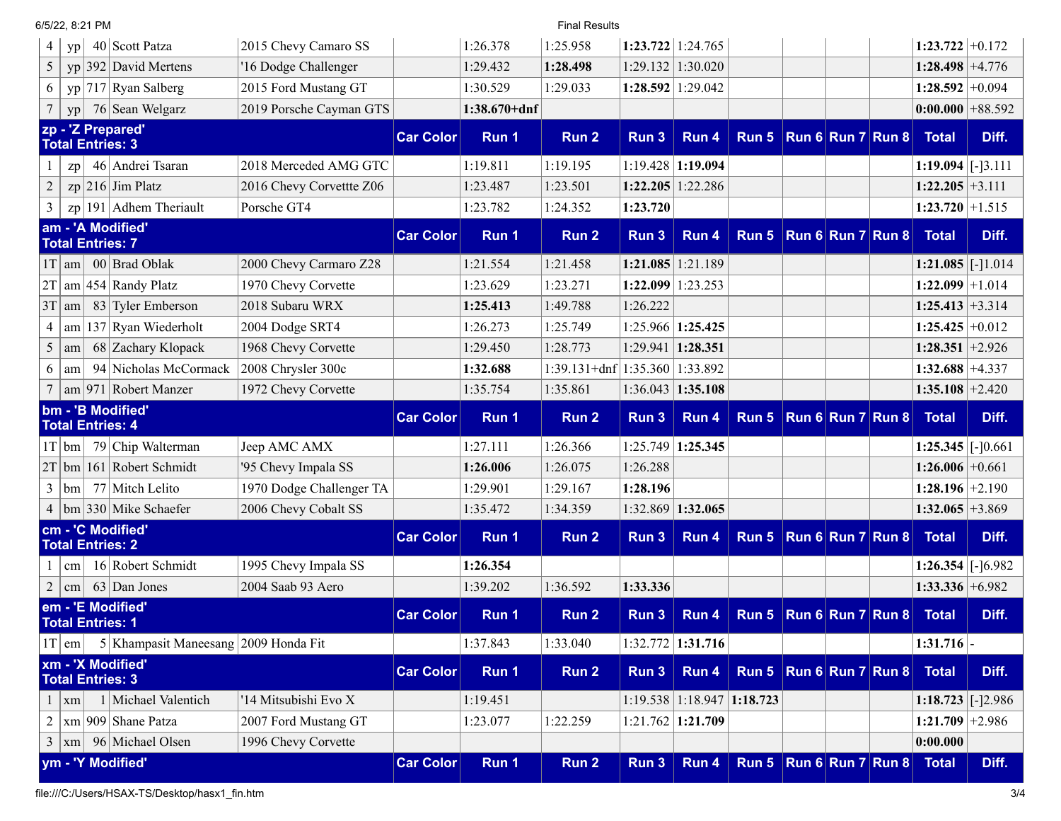| | | | | | | | | | | | | | | | |
|---|---|---|---|---|---|---|---|---|---|---|---|---|---|---|---|
| 4 | yp | 40 | Scott Patza | 2015 Chevy Camaro SS | | 1:26.378 | 1:25.958 | **1:23.722** | 1:24.765 | | | | | **1:23.722** | +0.172 |
| 5 | yp | 392 | David Mertens | '16 Dodge Challenger | | 1:29.432 | **1:28.498** | 1:29.132 | 1:30.020 | | | | | **1:28.498** | +4.776 |
| 6 | yp | 717 | Ryan Salberg | 2015 Ford Mustang GT | | 1:30.529 | 1:29.033 | **1:28.592** | 1:29.042 | | | | | **1:28.592** | +0.094 |
| 7 | yp | 76 | Sean Welgarz | 2019 Porsche Cayman GTS | | **1:38.670+dnf** | | | | | | | | **0:00.000** | +88.592 |
| **zp - 'Z Prepared' Total Entries: 3** | | | | | **Car Color** | **Run 1** | **Run 2** | **Run 3** | **Run 4** | **Run 5** | **Run 6** | **Run 7** | **Run 8** | **Total** | **Diff.** |
| 1 | zp | 46 | Andrei Tsaran | 2018 Merceded AMG GTC | | 1:19.811 | 1:19.195 | 1:19.428 | **1:19.094** | | | | | **1:19.094** | [-]3.111 |
| 2 | zp | 216 | Jim Platz | 2016 Chevy Corvettte Z06 | | 1:23.487 | 1:23.501 | **1:22.205** | 1:22.286 | | | | | **1:22.205** | +3.111 |
| 3 | zp | 191 | Adhem Theriault | Porsche GT4 | | 1:23.782 | 1:24.352 | **1:23.720** | | | | | | **1:23.720** | +1.515 |
| **am - 'A Modified' Total Entries: 7** | | | | | **Car Color** | **Run 1** | **Run 2** | **Run 3** | **Run 4** | **Run 5** | **Run 6** | **Run 7** | **Run 8** | **Total** | **Diff.** |
| 1T | am | 00 | Brad Oblak | 2000 Chevy Carmaro Z28 | | 1:21.554 | 1:21.458 | **1:21.085** | 1:21.189 | | | | | **1:21.085** | [-]1.014 |
| 2T | am | 454 | Randy Platz | 1970 Chevy Corvette | | 1:23.629 | 1:23.271 | **1:22.099** | 1:23.253 | | | | | **1:22.099** | +1.014 |
| 3T | am | 83 | Tyler Emberson | 2018 Subaru WRX | | **1:25.413** | 1:49.788 | 1:26.222 | | | | | | **1:25.413** | +3.314 |
| 4 | am | 137 | Ryan Wiederholt | 2004 Dodge SRT4 | | 1:26.273 | 1:25.749 | 1:25.966 | **1:25.425** | | | | | **1:25.425** | +0.012 |
| 5 | am | 68 | Zachary Klopack | 1968 Chevy Corvette | | 1:29.450 | 1:28.773 | 1:29.941 | **1:28.351** | | | | | **1:28.351** | +2.926 |
| 6 | am | 94 | Nicholas McCormack | 2008 Chrysler 300c | | **1:32.688** | 1:39.131+dnf | 1:35.360 | 1:33.892 | | | | | **1:32.688** | +4.337 |
| 7 | am | 971 | Robert Manzer | 1972 Chevy Corvette | | 1:35.754 | 1:35.861 | 1:36.043 | **1:35.108** | | | | | **1:35.108** | +2.420 |
| **bm - 'B Modified' Total Entries: 4** | | | | | **Car Color** | **Run 1** | **Run 2** | **Run 3** | **Run 4** | **Run 5** | **Run 6** | **Run 7** | **Run 8** | **Total** | **Diff.** |
| 1T | bm | 79 | Chip Walterman | Jeep AMC AMX | | 1:27.111 | 1:26.366 | 1:25.749 | **1:25.345** | | | | | **1:25.345** | [-]0.661 |
| 2T | bm | 161 | Robert Schmidt | '95 Chevy Impala SS | | **1:26.006** | 1:26.075 | 1:26.288 | | | | | | **1:26.006** | +0.661 |
| 3 | bm | 77 | Mitch Lelito | 1970 Dodge Challenger TA | | 1:29.901 | 1:29.167 | **1:28.196** | | | | | | **1:28.196** | +2.190 |
| 4 | bm | 330 | Mike Schaefer | 2006 Chevy Cobalt SS | | 1:35.472 | 1:34.359 | 1:32.869 | **1:32.065** | | | | | **1:32.065** | +3.869 |
| **cm - 'C Modified' Total Entries: 2** | | | | | **Car Color** | **Run 1** | **Run 2** | **Run 3** | **Run 4** | **Run 5** | **Run 6** | **Run 7** | **Run 8** | **Total** | **Diff.** |
| 1 | cm | 16 | Robert Schmidt | 1995 Chevy Impala SS | | **1:26.354** | | | | | | | | **1:26.354** | [-]6.982 |
| 2 | cm | 63 | Dan Jones | 2004 Saab 93 Aero | | 1:39.202 | 1:36.592 | **1:33.336** | | | | | | **1:33.336** | +6.982 |
| **em - 'E Modified' Total Entries: 1** | | | | | **Car Color** | **Run 1** | **Run 2** | **Run 3** | **Run 4** | **Run 5** | **Run 6** | **Run 7** | **Run 8** | **Total** | **Diff.** |
| 1T | em | 5 | Khampasit Maneesang | 2009 Honda Fit | | 1:37.843 | 1:33.040 | 1:32.772 | **1:31.716** | | | | | **1:31.716** | - |
| **xm - 'X Modified' Total Entries: 3** | | | | | **Car Color** | **Run 1** | **Run 2** | **Run 3** | **Run 4** | **Run 5** | **Run 6** | **Run 7** | **Run 8** | **Total** | **Diff.** |
| 1 | xm | 1 | Michael Valentich | '14 Mitsubishi Evo X | | 1:19.451 | | 1:19.538 | 1:18.947 | **1:18.723** | | | | **1:18.723** | [-]2.986 |
| 2 | xm | 909 | Shane Patza | 2007 Ford Mustang GT | | 1:23.077 | 1:22.259 | 1:21.762 | **1:21.709** | | | | | **1:21.709** | +2.986 |
| 3 | xm | 96 | Michael Olsen | 1996 Chevy Corvette | | | | | | | | | | **0:00.000** | |
| **ym - 'Y Modified'** | | | | | **Car Color** | **Run 1** | **Run 2** | **Run 3** | **Run 4** | **Run 5** | **Run 6** | **Run 7** | **Run 8** | **Total** | **Diff.** |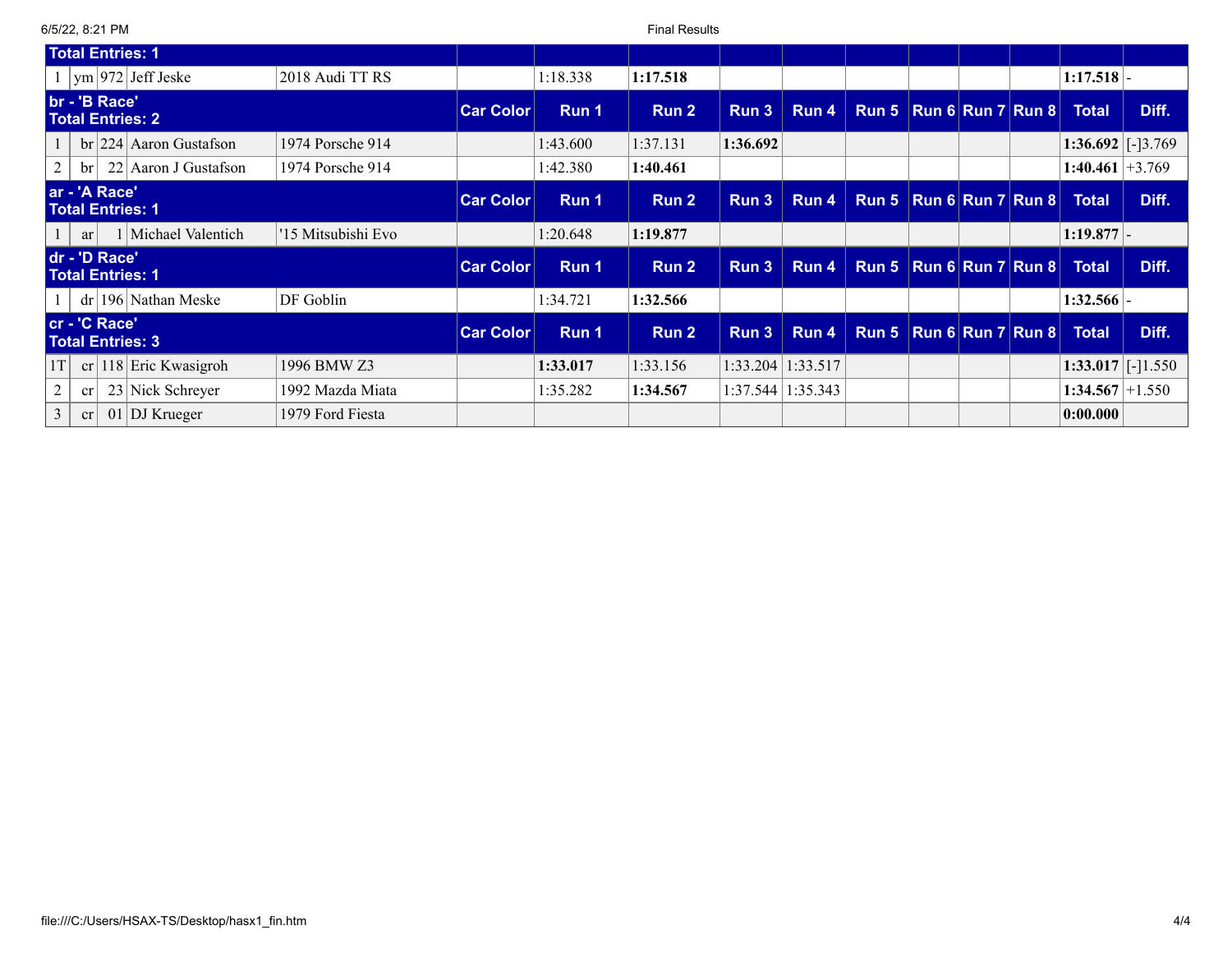| Total Entries: 1 | | | | | | | | | | | | | | | | |
|---|---|---|---|---|---|---|---|---|---|---|---|---|---|---|---|---|
| 1 | ym | 972 | Jeff Jeske | 2018 Audi TT RS | | 1:18.338 | **1:17.518** | | | | | | | | **1:17.518** | - |

| br - 'B Race' Total Entries: 2 | | | | | Car Color | Run 1 | Run 2 | Run 3 | Run 4 | Run 5 | Run 6 | Run 7 | Run 8 | Total | Diff. |
|---|---|---|---|---|---|---|---|---|---|---|---|---|---|---|---|
| 1 | br | 224 | Aaron Gustafson | 1974 Porsche 914 | | 1:43.600 | 1:37.131 | **1:36.692** | | | | | | **1:36.692** | [-]3.769 |
| 2 | br | 22 | Aaron J Gustafson | 1974 Porsche 914 | | 1:42.380 | **1:40.461** | | | | | | | **1:40.461** | +3.769 |

| ar - 'A Race' Total Entries: 1 | | | | | Car Color | Run 1 | Run 2 | Run 3 | Run 4 | Run 5 | Run 6 | Run 7 | Run 8 | Total | Diff. |
|---|---|---|---|---|---|---|---|---|---|---|---|---|---|---|---|
| 1 | ar | 1 | Michael Valentich | '15 Mitsubishi Evo | | 1:20.648 | **1:19.877** | | | | | | | **1:19.877** | - |

| dr - 'D Race' Total Entries: 1 | | | | | Car Color | Run 1 | Run 2 | Run 3 | Run 4 | Run 5 | Run 6 | Run 7 | Run 8 | Total | Diff. |
|---|---|---|---|---|---|---|---|---|---|---|---|---|---|---|---|
| 1 | dr | 196 | Nathan Meske | DF Goblin | | 1:34.721 | **1:32.566** | | | | | | | **1:32.566** | - |

| cr - 'C Race' Total Entries: 3 | | | | | Car Color | Run 1 | Run 2 | Run 3 | Run 4 | Run 5 | Run 6 | Run 7 | Run 8 | Total | Diff. |
|---|---|---|---|---|---|---|---|---|---|---|---|---|---|---|---|
| 1T | cr | 118 | Eric Kwasigroh | 1996 BMW Z3 | | **1:33.017** | 1:33.156 | 1:33.204 | 1:33.517 | | | | | **1:33.017** | [-]1.550 |
| 2 | cr | 23 | Nick Schreyer | 1992 Mazda Miata | | 1:35.282 | **1:34.567** | 1:37.544 | 1:35.343 | | | | | **1:34.567** | +1.550 |
| 3 | cr | 01 | DJ Krueger | 1979 Ford Fiesta | | | | | | | | | | **0:00.000** | |